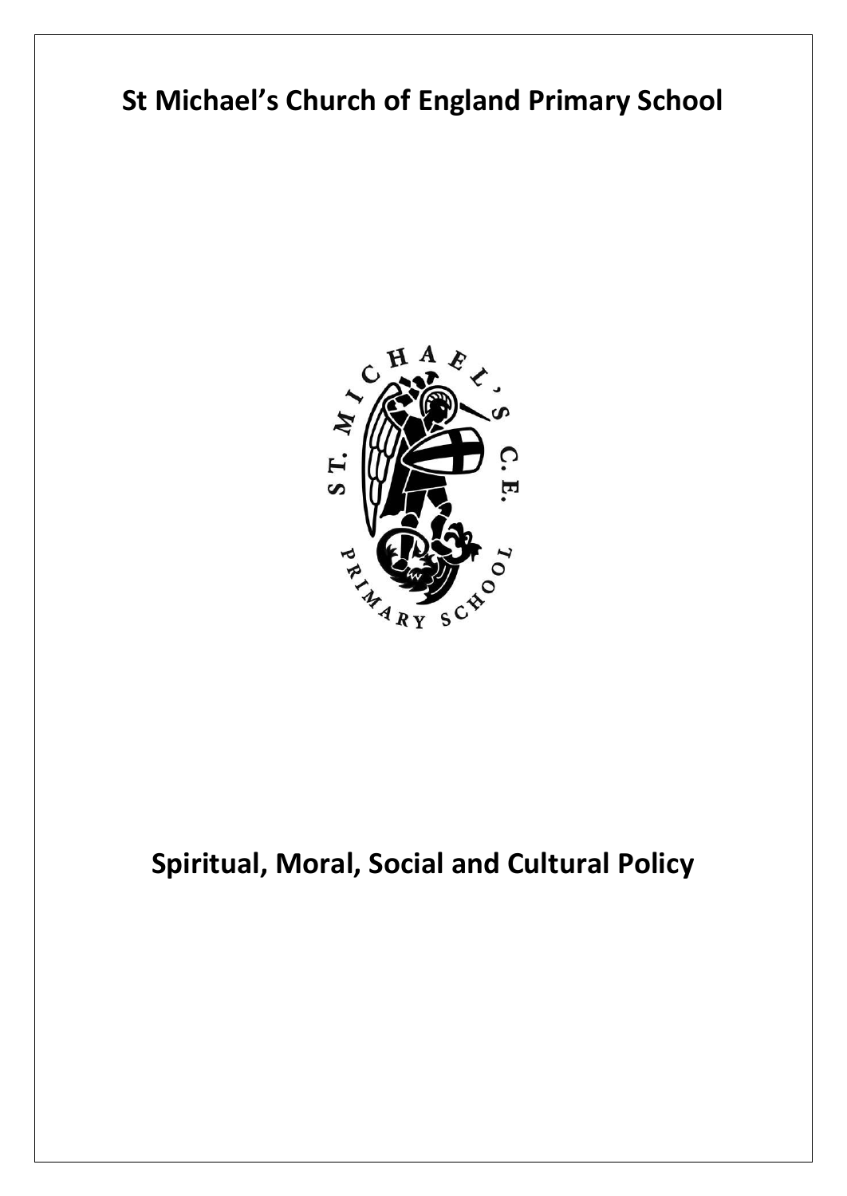# St Michael's Church of England Primary School

# Spiritual, Moral, Social and Cultural Policy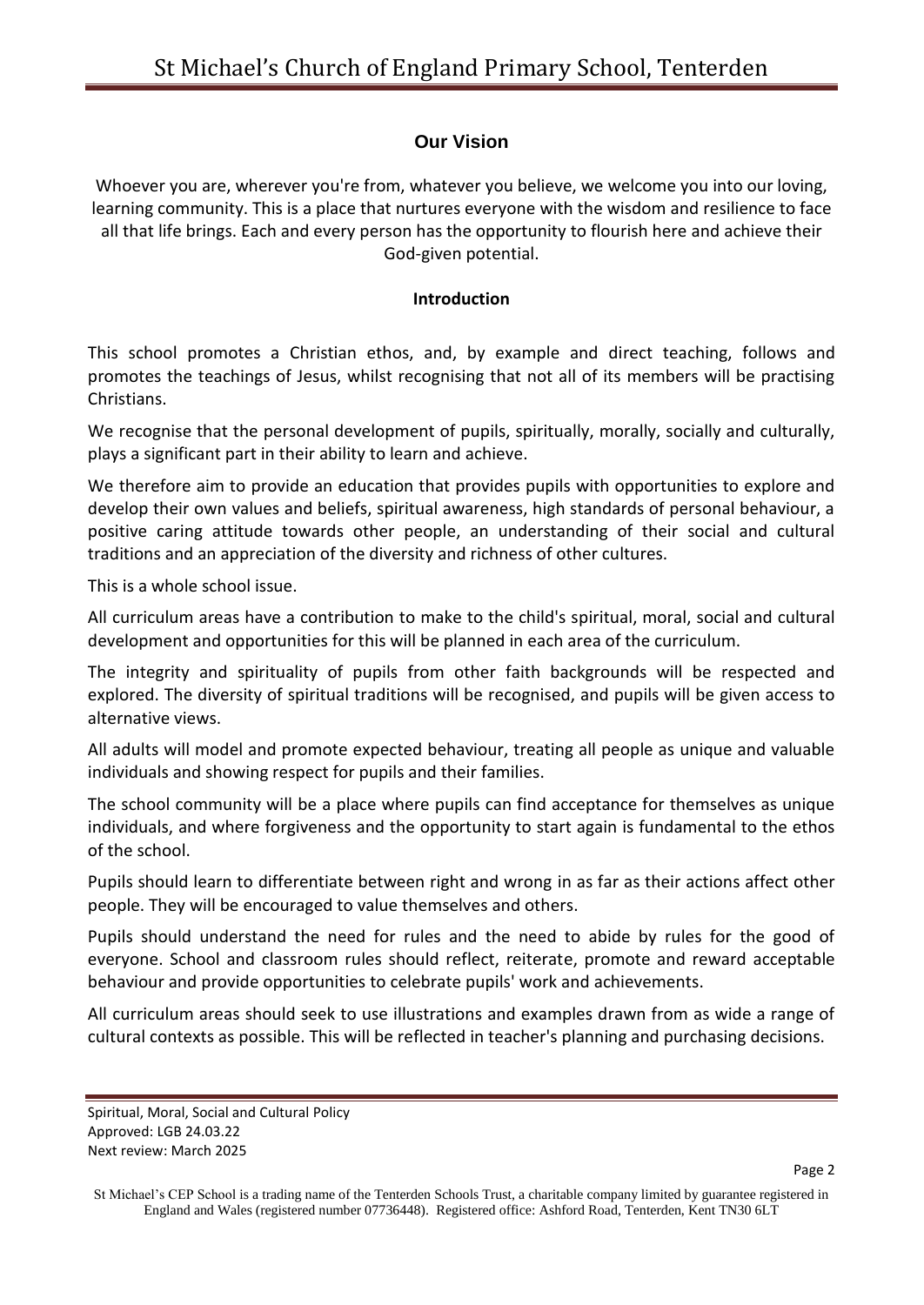## Our Vision

Whoever you are, wherever you're from, whatever you believe, we welcome you into our loving, learning community. This is a place that nurtures everyone with the wisdom and resilience to face all that life brings. Each and every person has the opportunity to flourish here and achieve their God-given potential.

### Introduction

This school promotes a Christian ethos, and, by example and direct teaching, follows and promotes the teachings of Jesus, whilst recognising that not all of its members will be practising Christians.

We recognise that the personal development of pupils, spiritually, morally, socially and culturally, plays a significant part in their ability to learn and achieve.

We therefore aim to provide an education that provides pupils with opportunities to explore and develop their own values and beliefs, spiritual awareness, high standards of personal behaviour, a positive caring attitude towards other people, an understanding of their social and cultural traditions and an appreciation of the diversity and richness of other cultures.

This is a whole school issue.

All curriculum areas have a contribution to make to the child's spiritual, moral, social and cultural development and opportunities for this will be planned in each area of the curriculum.

The integrity and spirituality of pupils from other faith backgrounds will be respected and explored. The diversity of spiritual traditions will be recognised, and pupils will be given access to alternative views.

All adults will model and promote expected behaviour, treating all people as unique and valuable individuals and showing respect for pupils and their families.

The school community will be a place where pupils can find acceptance for themselves as unique individuals, and where forgiveness and the opportunity to start again is fundamental to the ethos of the school.

Pupils should learn to differentiate between right and wrong in as far as their actions affect other people. They will be encouraged to value themselves and others.

Pupils should understand the need for rules and the need to abide by rules for the good of everyone. School and classroom rules should reflect, reiterate, promote and reward acceptable behaviour and provide opportunities to celebrate pupils' work and achievements.

All curriculum areas should seek to use illustrations and examples drawn from as wide a range of cultural contexts as possible. This will be reflected in teacher's planning and purchasing decisions.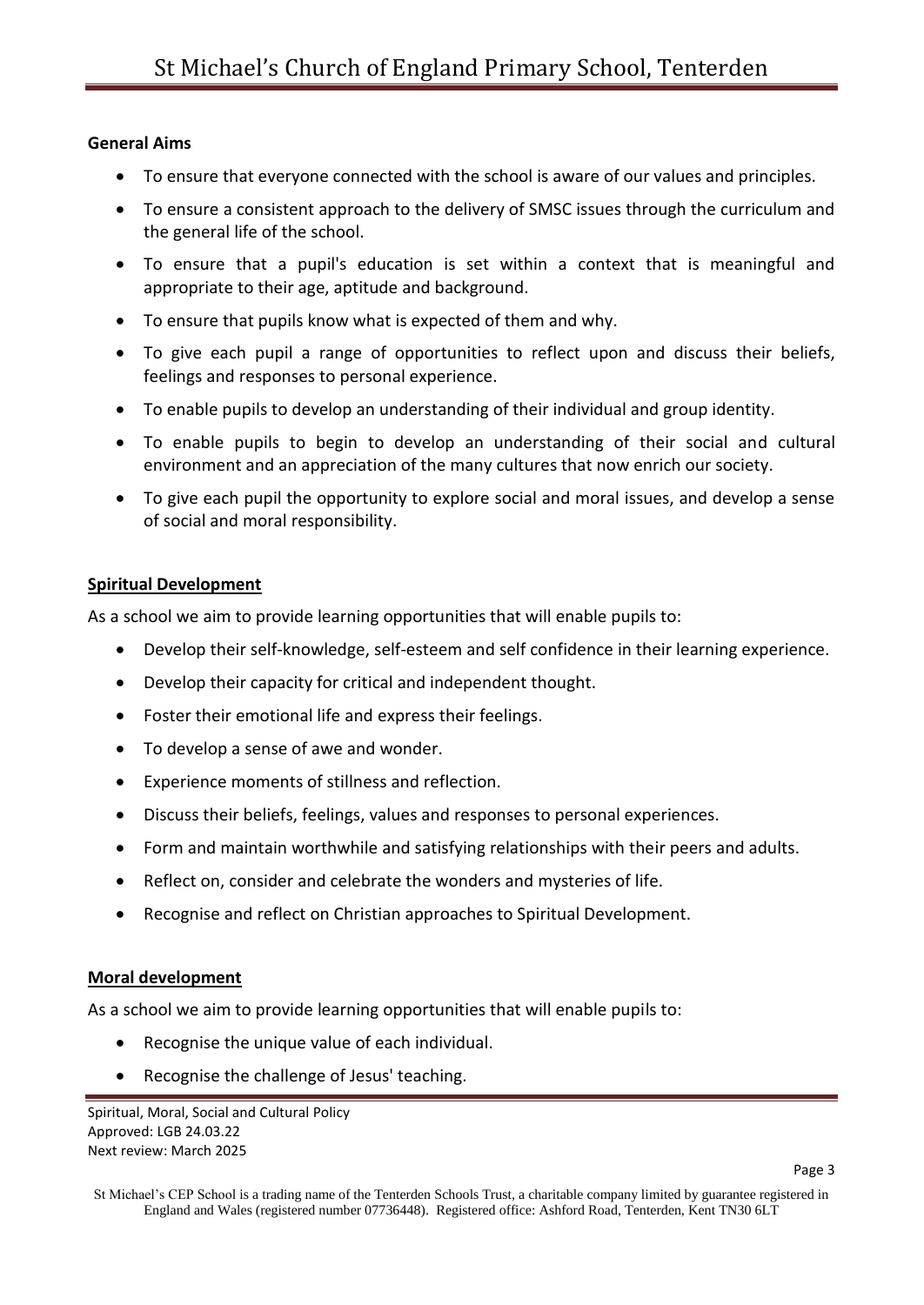**General Aims**

- To ensure that everyone connected with the school is aware of our values and principles.
- To ensure a consistent approach to the delivery of SMSC issues through the curriculum and the general life of the school.
- To ensure that a pupil's education is set within a context that is meaningful and appropriate to their age, aptitude and background.
- To ensure that pupils know what is expected of them and why.
- To give each pupil a range of opportunities to reflect upon and discuss their beliefs, feelings and responses to personal experience.
- To enable pupils to develop an understanding of their individual and group identity.
- To enable pupils to begin to develop an understanding of their social and cultural environment and an appreciation of the many cultures that now enrich our society.
- To give each pupil the opportunity to explore social and moral issues, and develop a sense of social and moral responsibility.

**Spiritual Development**

As a school we aim to provide learning opportunities that will enable pupils to:

- Develop their self-knowledge, self-esteem and self confidence in their learning experience.
- Develop their capacity for critical and independent thought.
- Foster their emotional life and express their feelings.
- To develop a sense of awe and wonder.
- Experience moments of stillness and reflection.
- Discuss their beliefs, feelings, values and responses to personal experiences.
- Form and maintain worthwhile and satisfying relationships with their peers and adults.
- Reflect on, consider and celebrate the wonders and mysteries of life.
- Recognise and reflect on Christian approaches to Spiritual Development.

**Moral development**

As a school we aim to provide learning opportunities that will enable pupils to:

- Recognise the unique value of each individual.
- Recognise the challenge of Jesus' teaching.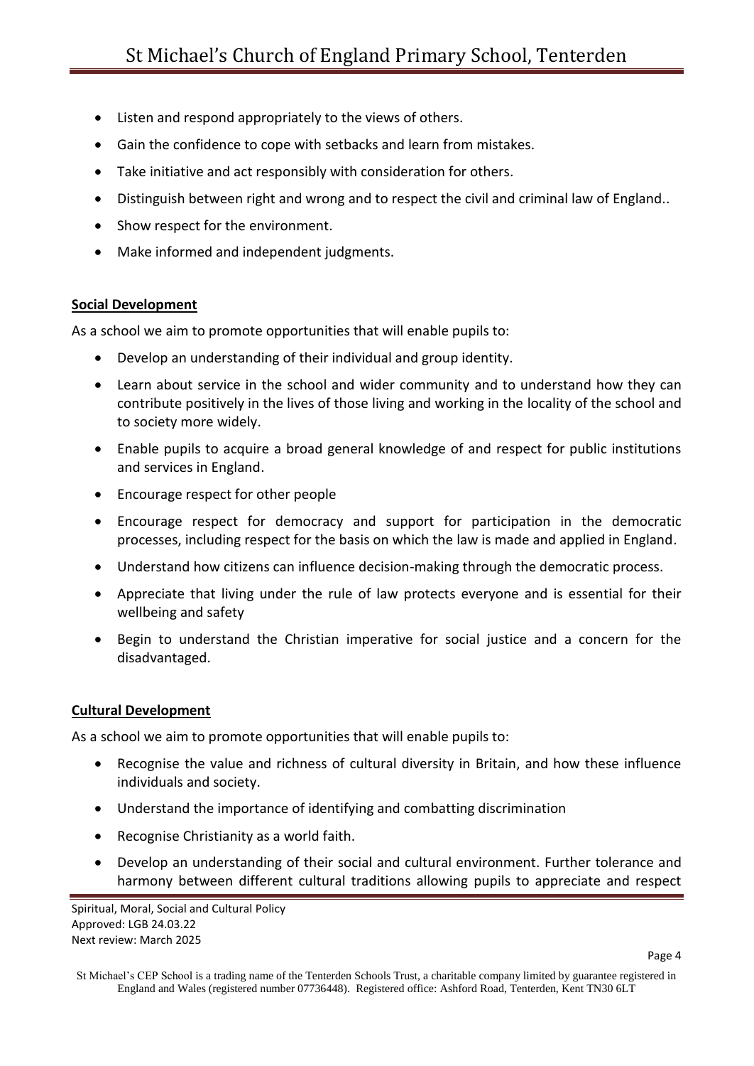- Listen and respond appropriately to the views of others.
- Gain the confidence to cope with setbacks and learn from mistakes.
- Take initiative and act responsibly with consideration for others.
- Distinguish between right and wrong and to respect the civil and criminal law of England..
- Show respect for the environment.
- Make informed and independent judgments.

**Social Development**

As a school we aim to promote opportunities that will enable pupils to:

- Develop an understanding of their individual and group identity.
- Learn about service in the school and wider community and to understand how they can contribute positively in the lives of those living and working in the locality of the school and to society more widely.
- Enable pupils to acquire a broad general knowledge of and respect for public institutions and services in England.
- Encourage respect for other people
- Encourage respect for democracy and support for participation in the democratic processes, including respect for the basis on which the law is made and applied in England.
- Understand how citizens can influence decision-making through the democratic process.
- Appreciate that living under the rule of law protects everyone and is essential for their wellbeing and safety
- Begin to understand the Christian imperative for social justice and a concern for the disadvantaged.

**Cultural Development**

As a school we aim to promote opportunities that will enable pupils to:

- Recognise the value and richness of cultural diversity in Britain, and how these influence individuals and society.
- Understand the importance of identifying and combatting discrimination
- Recognise Christianity as a world faith.
- Develop an understanding of their social and cultural environment. Further tolerance and harmony between different cultural traditions allowing pupils to appreciate and respect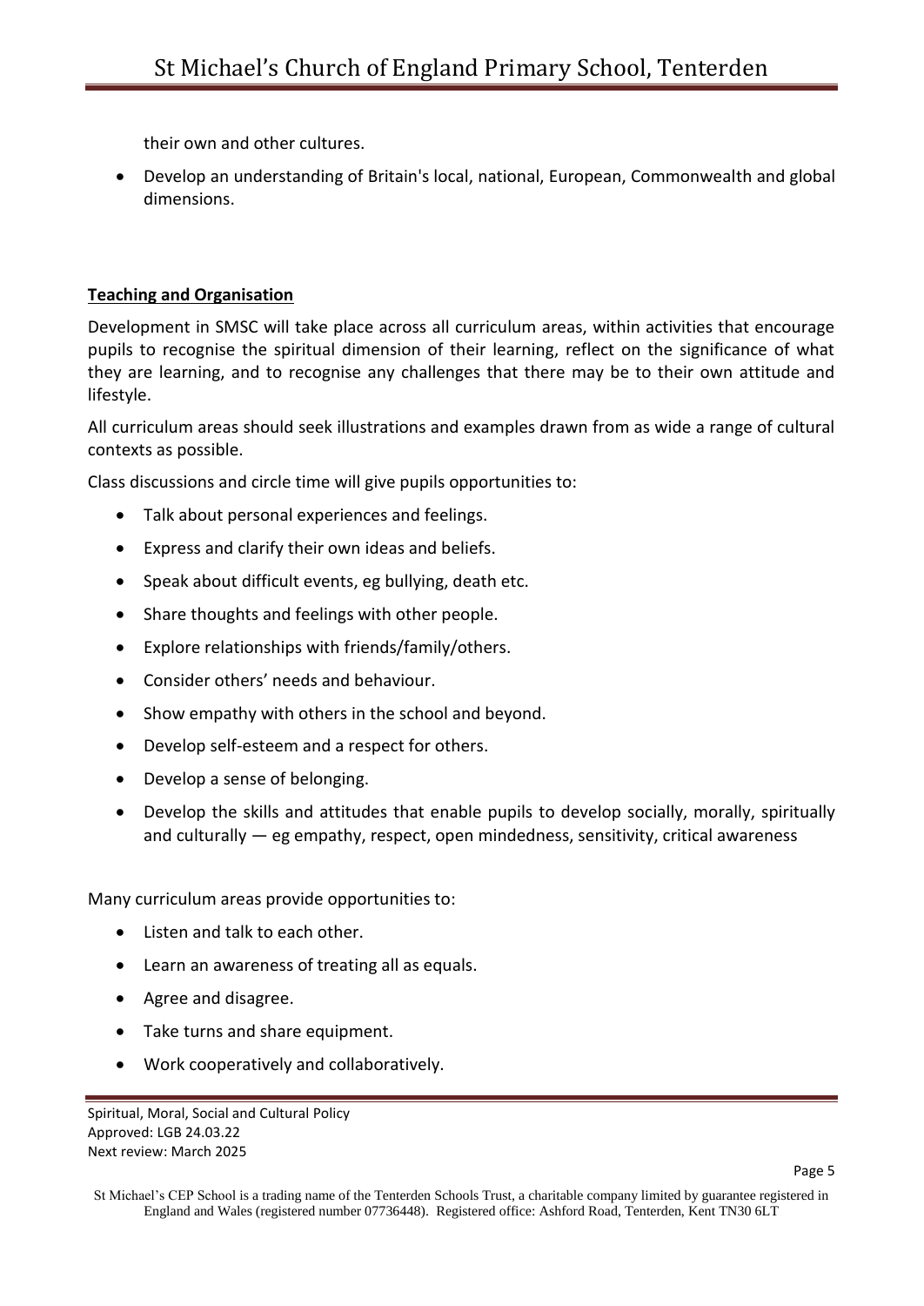their own and other cultures.

- Develop an understanding of Britain's local, national, European, Commonwealth and global dimensions.

**Teaching and Organisation**

Development in SMSC will take place across all curriculum areas, within activities that encourage pupils to recognise the spiritual dimension of their learning, reflect on the significance of what they are learning, and to recognise any challenges that there may be to their own attitude and lifestyle.

All curriculum areas should seek illustrations and examples drawn from as wide a range of cultural contexts as possible.

Class discussions and circle time will give pupils opportunities to:

- Talk about personal experiences and feelings.
- Express and clarify their own ideas and beliefs.
- Speak about difficult events, eg bullying, death etc.
- Share thoughts and feelings with other people.
- Explore relationships with friends/family/others.
- Consider others' needs and behaviour.
- Show empathy with others in the school and beyond.
- Develop self-esteem and a respect for others.
- Develop a sense of belonging.
- Develop the skills and attitudes that enable pupils to develop socially, morally, spiritually and culturally — eg empathy, respect, open mindedness, sensitivity, critical awareness

Many curriculum areas provide opportunities to:

- Listen and talk to each other.
- Learn an awareness of treating all as equals.
- Agree and disagree.
- Take turns and share equipment.
- Work cooperatively and collaboratively.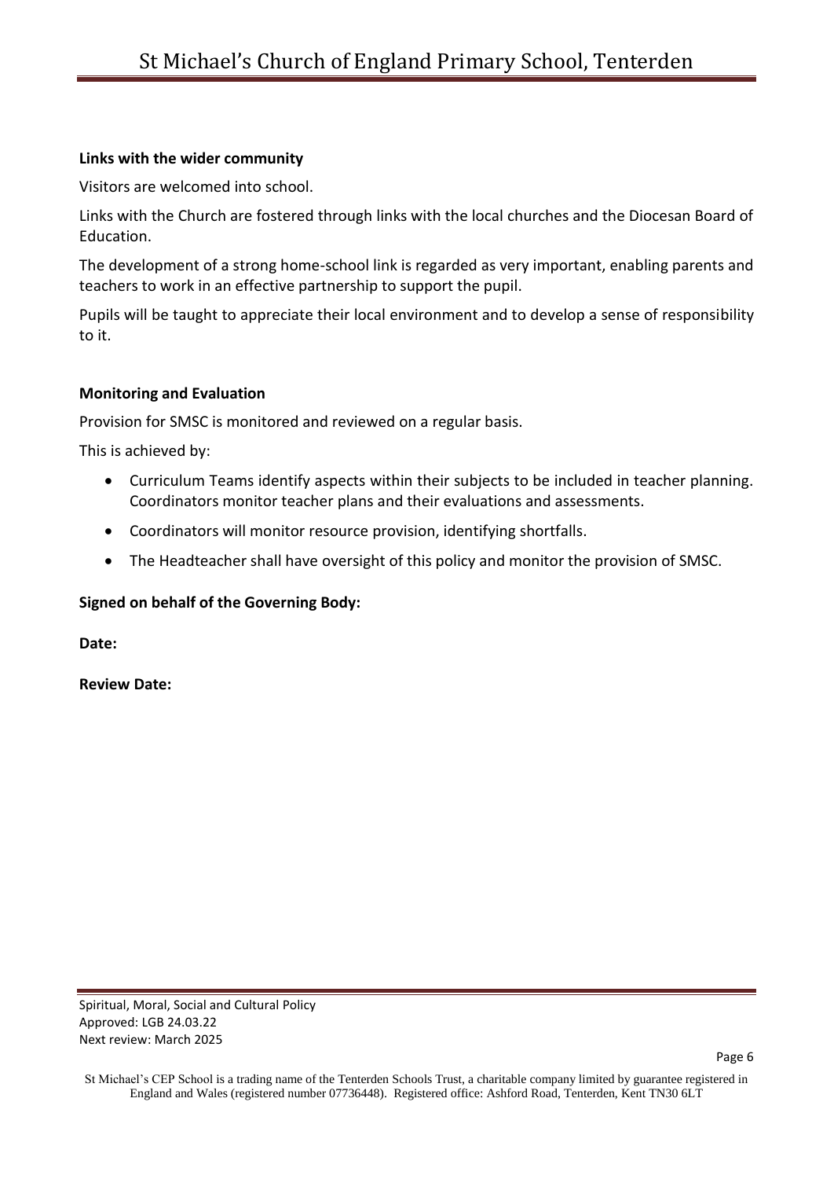**Links with the wider community**

Visitors are welcomed into school.

Links with the Church are fostered through links with the local churches and the Diocesan Board of Education.

The development of a strong home-school link is regarded as very important, enabling parents and teachers to work in an effective partnership to support the pupil.

Pupils will be taught to appreciate their local environment and to develop a sense of responsibility to it.

**Monitoring and Evaluation**

Provision for SMSC is monitored and reviewed on a regular basis.

This is achieved by:

- Curriculum Teams identify aspects within their subjects to be included in teacher planning. Coordinators monitor teacher plans and their evaluations and assessments.
- Coordinators will monitor resource provision, identifying shortfalls.
- The Headteacher shall have oversight of this policy and monitor the provision of SMSC.

**Signed on behalf of the Governing Body:**

**Date:**

**Review Date:**